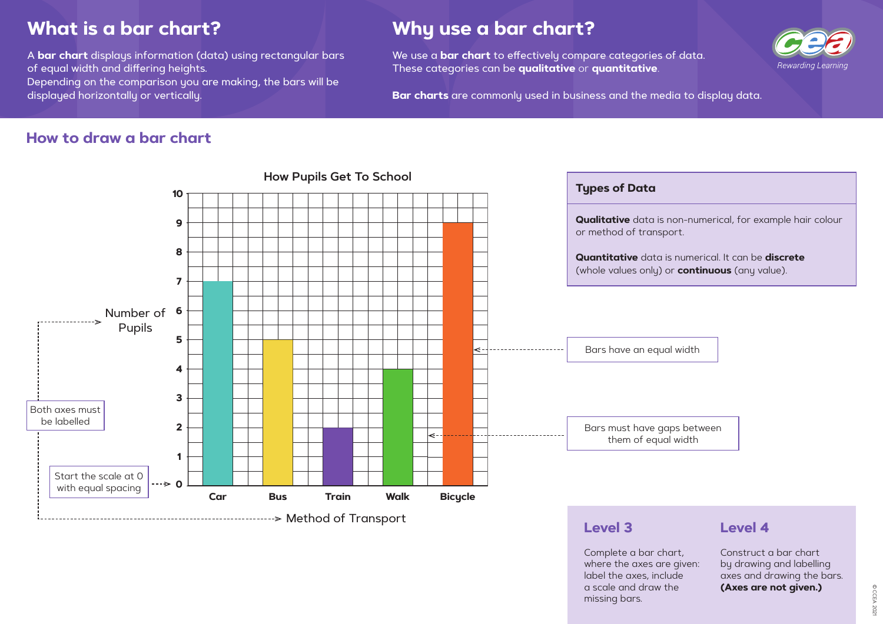# What is a bar chart?

A **bar chart** displays information (data) using rectangular bars of equal width and differing heights.
Depending on the comparison you are making, the bars will be displayed horizontally or vertically.

# Why use a bar chart?

We use a **bar chart** to effectively compare categories of data.
These categories can be **qualitative** or **quantitative**.

**Bar charts** are commonly used in business and the media to display data.

## How to draw a bar chart

**How Pupils Get To School**

| Method of Transport | Number of Pupils |
| --- | --- |
| Car | 7 |
| Bus | 5 |
| Train | 2 |
| Walk | 4 |
| Bicycle | 9 |

Y-axis label: Number of Pupils (scale 0 to 10)
X-axis label: Method of Transport

- Both axes must be labelled
- Start the scale at 0 with equal spacing
- Bars have an equal width
- Bars must have gaps between them of equal width

### Types of Data

**Qualitative** data is non-numerical, for example hair colour or method of transport.

**Quantitative** data is numerical. It can be **discrete** (whole values only) or **continuous** (any value).

### Level 3

Complete a bar chart, where the axes are given: label the axes, include a scale and draw the missing bars.

### Level 4

Construct a bar chart by drawing and labelling axes and drawing the bars. **(Axes are not given.)**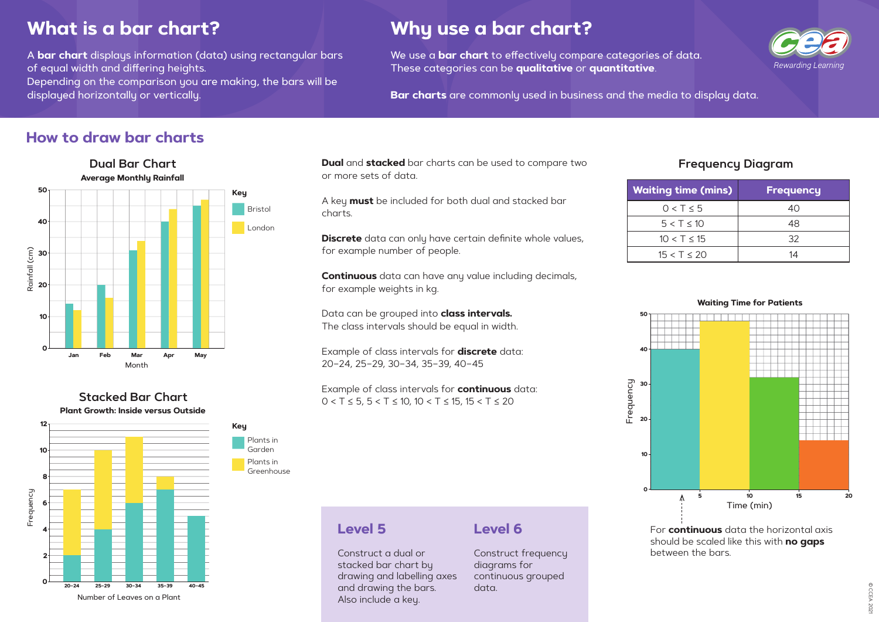# What is a bar chart?

A **bar chart** displays information (data) using rectangular bars of equal width and differing heights.
Depending on the comparison you are making, the bars will be displayed horizontally or vertically.

# Why use a bar chart?

We use a **bar chart** to effectively compare categories of data. These categories can be **qualitative** or **quantitative**.

**Bar charts** are commonly used in business and the media to display data.

## How to draw bar charts

### Dual Bar Chart

Average Monthly Rainfall

Rainfall (cm)
0 10 20 30 40 50
Jan Feb Mar Apr May
Month

Key
Bristol
London

### Stacked Bar Chart

Plant Growth: Inside versus Outside

Frequency
0 2 4 6 8 10 12
20–24 25–29 30–34 35–39 40–45
Number of Leaves on a Plant

Key
Plants in Garden
Plants in Greenhouse

**Dual** and **stacked** bar charts can be used to compare two or more sets of data.

A key **must** be included for both dual and stacked bar charts.

**Discrete** data can only have certain definite whole values, for example number of people.

**Continuous** data can have any value including decimals, for example weights in kg.

Data can be grouped into **class intervals.**
The class intervals should be equal in width.

Example of class intervals for **discrete** data:
20–24, 25–29, 30–34, 35–39, 40–45

Example of class intervals for **continuous** data:
$0 < T \leq 5$, $5 < T \leq 10$, $10 < T \leq 15$, $15 < T \leq 20$

### Frequency Diagram

| Waiting time (mins) | Frequency |
|---|---|
| $0 < T \leq 5$ | 40 |
| $5 < T \leq 10$ | 48 |
| $10 < T \leq 15$ | 32 |
| $15 < T \leq 20$ | 14 |

Waiting Time for Patients

Frequency
0 10 20 30 40 50
5 10 15 20
Time (min)

For **continuous** data the horizontal axis should be scaled like this with **no gaps** between the bars.

### Level 5

Construct a dual or stacked bar chart by drawing and labelling axes and drawing the bars. Also include a key.

### Level 6

Construct frequency diagrams for continuous grouped data.